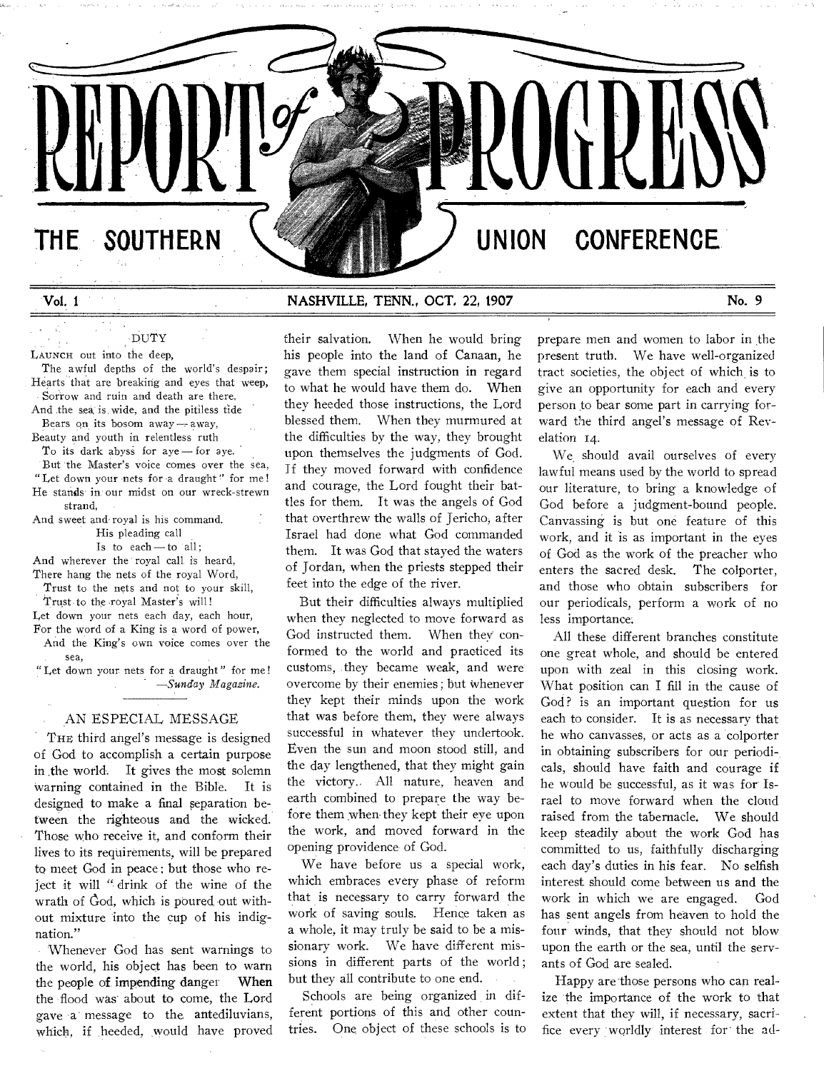# REPORT of PROGRESS

## THE SOUTHERN UNION CONFERENCE

Vol. 1 NASHVILLE, TENN., OCT. 22, 1907 No. 9

### DUTY

LAUNCH out into the deep,
The awful depths of the world's despair;
Hearts that are breaking and eyes that weep,
Sorrow and ruin and death are there.
And the sea is wide, and the pitiless tide
Bears on its bosom away — away,
Beauty and youth in relentless ruth
To its dark abyss for aye — for aye.
But the Master's voice comes over the sea,
"Let down your nets for a draught" for me!
He stands in our midst on our wreck-strewn strand,
And sweet and royal is his command.
His pleading call
Is to each — to all;
And wherever the royal call is heard,
There hang the nets of the royal Word,
Trust to the nets and not to your skill,
Trust to the royal Master's will!
Let down your nets each day, each hour,
For the word of a King is a word of power,
And the King's own voice comes over the sea,
"Let down your nets for a draught" for me!

—*Sunday Magazine.*

### AN ESPECIAL MESSAGE

THE third angel's message is designed of God to accomplish a certain purpose in the world. It gives the most solemn warning contained in the Bible. It is designed to make a final separation between the righteous and the wicked. Those who receive it, and conform their lives to its requirements, will be prepared to meet God in peace; but those who reject it will "drink of the wine of the wrath of God, which is poured out without mixture into the cup of his indignation."

Whenever God has sent warnings to the world, his object has been to warn the people of impending danger. When the flood was about to come, the Lord gave a message to the antediluvians, which, if heeded, would have proved their salvation. When he would bring his people into the land of Canaan, he gave them special instruction in regard to what he would have them do. When they heeded those instructions, the Lord blessed them. When they murmured at the difficulties by the way, they brought upon themselves the judgments of God. If they moved forward with confidence and courage, the Lord fought their battles for them. It was the angels of God that overthrew the walls of Jericho, after Israel had done what God commanded them. It was God that stayed the waters of Jordan, when the priests stepped their feet into the edge of the river.

But their difficulties always multiplied when they neglected to move forward as God instructed them. When they conformed to the world and practiced its customs, they became weak, and were overcome by their enemies; but whenever they kept their minds upon the work that was before them, they were always successful in whatever they undertook. Even the sun and moon stood still, and the day lengthened, that they might gain the victory. All nature, heaven and earth combined to prepare the way before them when they kept their eye upon the work, and moved forward in the opening providence of God.

We have before us a special work, which embraces every phase of reform that is necessary to carry forward the work of saving souls. Hence taken as a whole, it may truly be said to be a missionary work. We have different missions in different parts of the world; but they all contribute to one end.

Schools are being organized in different portions of this and other countries. One object of these schools is to prepare men and women to labor in the present truth. We have well-organized tract societies, the object of which is to give an opportunity for each and every person to bear some part in carrying forward the third angel's message of Revelation 14.

We should avail ourselves of every lawful means used by the world to spread our literature, to bring a knowledge of God before a judgment-bound people. Canvassing is but one feature of this work, and it is as important in the eyes of God as the work of the preacher who enters the sacred desk. The colporter, and those who obtain subscribers for our periodicals, perform a work of no less importance.

All these different branches constitute one great whole, and should be entered upon with zeal in this closing work. What position can I fill in the cause of God? is an important question for us each to consider. It is as necessary that he who canvasses, or acts as a colporter in obtaining subscribers for our periodicals, should have faith and courage if he would be successful, as it was for Israel to move forward when the cloud raised from the tabernacle. We should keep steadily about the work God has committed to us, faithfully discharging each day's duties in his fear. No selfish interest should come between us and the work in which we are engaged. God has sent angels from heaven to hold the four winds, that they should not blow upon the earth or the sea, until the servants of God are sealed.

Happy are those persons who can realize the importance of the work to that extent that they will, if necessary, sacrifice every worldly interest for the ad-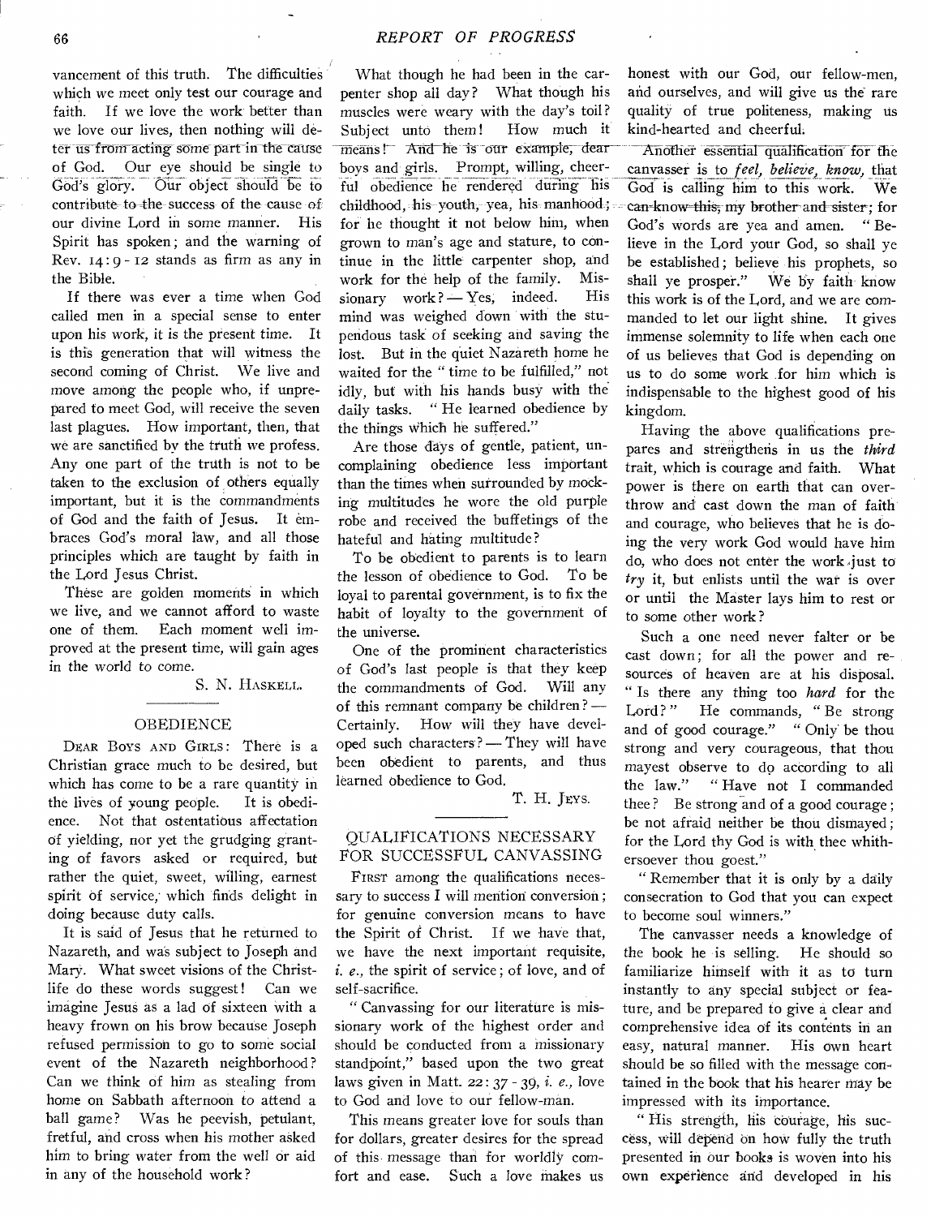vancement of this truth. The difficulties which we meet only test our courage and faith. If we love the work better than we love our lives, then nothing will deter us from acting some part in the cause of God. Our eye should be single to God's glory. Our object should be to contribute to the success of the cause of our divine Lord in some manner. His Spirit has spoken; and the warning of Rev. 14:9-12 stands as firm as any in the Bible.

If there was ever a time when God called men in a special sense to enter upon his work, it is the present time. It is this generation that will witness the second coming of Christ. We live and move among the people who, if unprepared to meet God, will receive the seven last plagues. How important, then, that we are sanctified by the truth we profess. Any one part of the truth is not to be taken to the exclusion of others equally important, but it is the commandments of God and the faith of Jesus. It embraces God's moral law, and all those principles which are taught by faith in the Lord Jesus Christ.

These are golden moments in which we live, and we cannot afford to waste one of them. Each moment well improved at the present time, will gain ages in the world to come.

S. N. Haskell.

## OBEDIENCE

Dear Boys and Girls: There is a Christian grace much to be desired, but which has come to be a rare quantity in the lives of young people. It is obedience. Not that ostentatious affectation of yielding, nor yet the grudging granting of favors asked or required, but rather the quiet, sweet, willing, earnest spirit of service, which finds delight in doing because duty calls.

It is said of Jesus that he returned to Nazareth, and was subject to Joseph and Mary. What sweet visions of the Christ-life do these words suggest! Can we imagine Jesus as a lad of sixteen with a heavy frown on his brow because Joseph refused permission to go to some social event of the Nazareth neighborhood? Can we think of him as stealing from home on Sabbath afternoon to attend a ball game? Was he peevish, petulant, fretful, and cross when his mother asked him to bring water from the well or aid in any of the household work?

What though he had been in the carpenter shop all day? What though his muscles were weary with the day's toil? Subject unto them! How much it means! And he is our example, dear boys and girls. Prompt, willing, cheerful obedience he rendered during his childhood, his youth, yea, his manhood; for he thought it not below him, when grown to man's age and stature, to continue in the little carpenter shop, and work for the help of the family. Missionary work? — Yes, indeed. His mind was weighed down with the stupendous task of seeking and saving the lost. But in the quiet Nazareth home he waited for the "time to be fulfilled," not idly, but with his hands busy with the daily tasks. "He learned obedience by the things which he suffered."

Are those days of gentle, patient, uncomplaining obedience less important than the times when surrounded by mocking multitudes he wore the old purple robe and received the buffetings of the hateful and hating multitude?

To be obedient to parents is to learn the lesson of obedience to God. To be loyal to parental government, is to fix the habit of loyalty to the government of the universe.

One of the prominent characteristics of God's last people is that they keep the commandments of God. Will any of this remnant company be children? — Certainly. How will they have developed such characters? — They will have been obedient to parents, and thus learned obedience to God.

T. H. Jeys.

## QUALIFICATIONS NECESSARY FOR SUCCESSFUL CANVASSING

First among the qualifications necessary to success I will mention conversion; for genuine conversion means to have the Spirit of Christ. If we have that, we have the next important requisite, *i. e.*, the spirit of service; of love, and of self-sacrifice.

"Canvassing for our literature is missionary work of the highest order and should be conducted from a missionary standpoint," based upon the two great laws given in Matt. 22:37-39, *i. e.*, love to God and love to our fellow-man.

This means greater love for souls than for dollars, greater desires for the spread of this message than for worldly comfort and ease. Such a love makes us honest with our God, our fellow-men, and ourselves, and will give us the rare quality of true politeness, making us kind-hearted and cheerful.

Another essential qualification for the canvasser is to *feel, believe, know,* that God is calling him to this work. We can know this, my brother and sister; for God's words are yea and amen. "Believe in the Lord your God, so shall ye be established; believe his prophets, so shall ye prosper." We by faith know this work is of the Lord, and we are commanded to let our light shine. It gives immense solemnity to life when each one of us believes that God is depending on us to do some work for him which is indispensable to the highest good of his kingdom.

Having the above qualifications prepares and strengthens in us the *third* trait, which is courage and faith. What power is there on earth that can overthrow and cast down the man of faith and courage, who believes that he is doing the very work God would have him do, who does not enter the work just to *try* it, but enlists until the war is over or until the Master lays him to rest or to some other work?

Such a one need never falter or be cast down; for all the power and resources of heaven are at his disposal. "Is there any thing too *hard* for the Lord?" He commands, "Be strong and of good courage." "Only be thou strong and very courageous, that thou mayest observe to do according to all the law." "Have not I commanded thee? Be strong and of a good courage; be not afraid neither be thou dismayed; for the Lord thy God is with thee whithersoever thou goest."

"Remember that it is only by a daily consecration to God that you can expect to become soul winners."

The canvasser needs a knowledge of the book he is selling. He should so familiarize himself with it as to turn instantly to any special subject or feature, and be prepared to give a clear and comprehensive idea of its contents in an easy, natural manner. His own heart should be so filled with the message contained in the book that his hearer may be impressed with its importance.

"His strength, his courage, his success, will depend on how fully the truth presented in our books is woven into his own experience and developed in his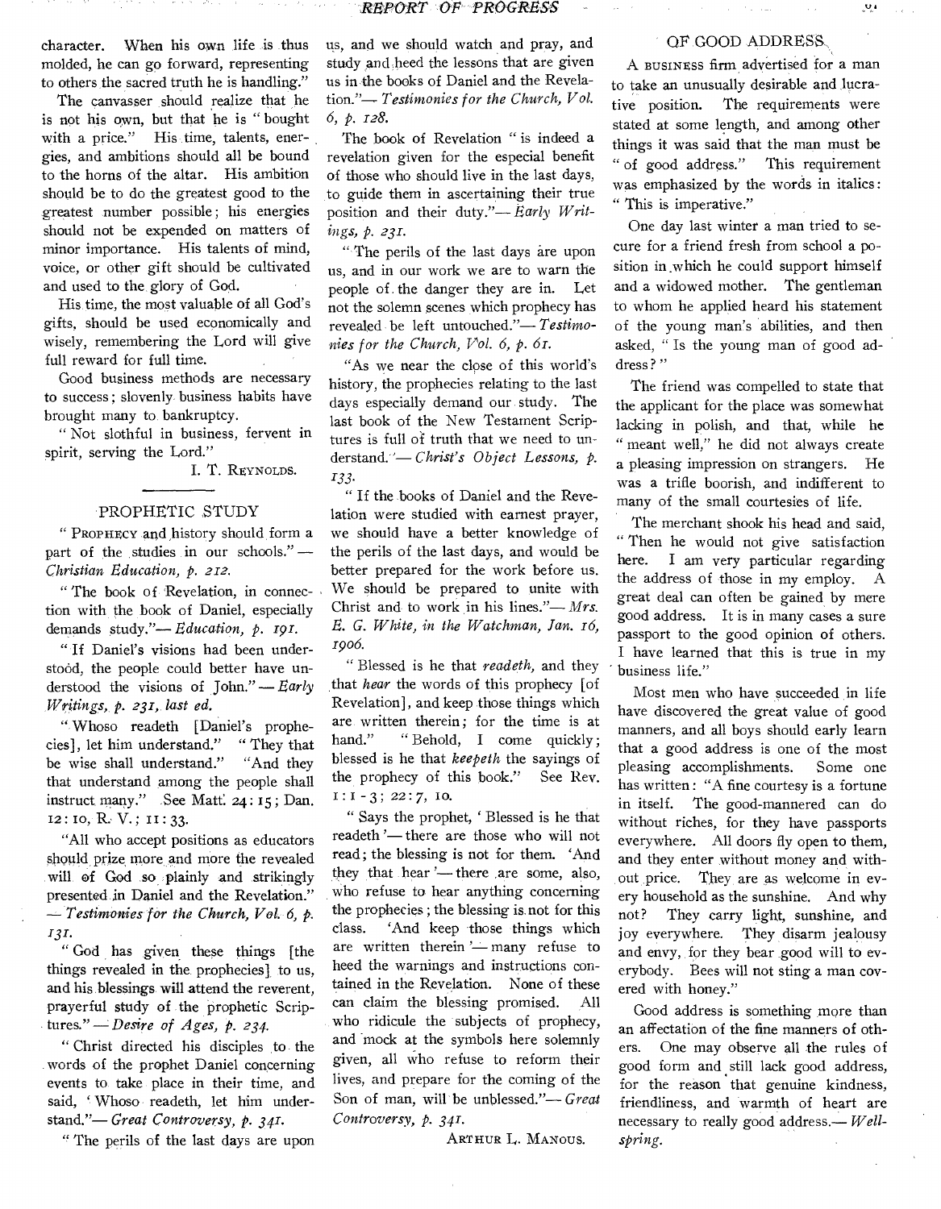character. When his own life is thus molded, he can go forward, representing to others the sacred truth he is handling."

The canvasser should realize that he is not his own, but that he is "bought with a price." His time, talents, energies, and ambitions should all be bound to the horns of the altar. His ambition should be to do the greatest good to the greatest number possible; his energies should not be expended on matters of minor importance. His talents of mind, voice, or other gift should be cultivated and used to the glory of God.

His time, the most valuable of all God's gifts, should be used economically and wisely, remembering the Lord will give full reward for full time.

Good business methods are necessary to success; slovenly business habits have brought many to bankruptcy.

"Not slothful in business, fervent in spirit, serving the Lord."

I. T. REYNOLDS.

## PROPHETIC STUDY

"PROPHECY and history should form a part of the studies in our schools." — *Christian Education, p. 212.*

"The book of Revelation, in connection with the book of Daniel, especially demands study."— *Education, p. 191.*

"If Daniel's visions had been understood, the people could better have understood the visions of John." — *Early Writings, p. 231, last ed.*

"Whoso readeth [Daniel's prophecies], let him understand." "They that be wise shall understand." "And they that understand among the people shall instruct many." See Matt. 24:15; Dan. 12:10, R. V.; 11:33.

"All who accept positions as educators should prize more and more the revealed will of God so plainly and strikingly presented in Daniel and the Revelation." — *Testimonies for the Church, Vol. 6, p. 131.*

"God has given these things [the things revealed in the prophecies] to us, and his blessings will attend the reverent, prayerful study of the prophetic Scriptures." — *Desire of Ages, p. 234.*

"Christ directed his disciples to the words of the prophet Daniel concerning events to take place in their time, and said, 'Whoso readeth, let him understand.'"— *Great Controversy, p. 341.*

"The perils of the last days are upon us, and we should watch and pray, and study and heed the lessons that are given us in the books of Daniel and the Revelation."— *Testimonies for the Church, Vol. 6, p. 128.*

The book of Revelation "is indeed a revelation given for the especial benefit of those who should live in the last days, to guide them in ascertaining their true position and their duty."— *Early Writings, p. 231.*

"The perils of the last days are upon us, and in our work we are to warn the people of the danger they are in. Let not the solemn scenes which prophecy has revealed be left untouched."— *Testimonies for the Church, Vol. 6, p. 61.*

"As we near the close of this world's history, the prophecies relating to the last days especially demand our study. The last book of the New Testament Scriptures is full of truth that we need to understand."— *Christ's Object Lessons, p. 133.*

"If the books of Daniel and the Revelation were studied with earnest prayer, we should have a better knowledge of the perils of the last days, and would be better prepared for the work before us. We should be prepared to unite with Christ and to work in his lines."— *Mrs. E. G. White, in the Watchman, Jan. 16, 1906.*

"Blessed is he that *readeth,* and they that *hear* the words of this prophecy [of Revelation], and keep those things which are written therein; for the time is at hand." "Behold, I come quickly; blessed is he that *keepeth* the sayings of the prophecy of this book." See Rev. 1:1-3; 22:7, 10.

"Says the prophet, 'Blessed is he that readeth'— there are those who will not read; the blessing is not for them. 'And they that hear'— there are some, also, who refuse to hear anything concerning the prophecies; the blessing is not for this class. 'And keep those things which are written therein'— many refuse to heed the warnings and instructions contained in the Revelation. None of these can claim the blessing promised. All who ridicule the subjects of prophecy, and mock at the symbols here solemnly given, all who refuse to reform their lives, and prepare for the coming of the Son of man, will be unblessed."— *Great Controversy, p. 341.*

ARTHUR L. MANOUS.

## OF GOOD ADDRESS

A BUSINESS firm advertised for a man to take an unusually desirable and lucrative position. The requirements were stated at some length, and among other things it was said that the man must be "of good address." This requirement was emphasized by the words in italics: "This is imperative."

One day last winter a man tried to secure for a friend fresh from school a position in which he could support himself and a widowed mother. The gentleman to whom he applied heard his statement of the young man's abilities, and then asked, "Is the young man of good address?"

The friend was compelled to state that the applicant for the place was somewhat lacking in polish, and that, while he "meant well," he did not always create a pleasing impression on strangers. He was a trifle boorish, and indifferent to many of the small courtesies of life.

The merchant shook his head and said, "Then he would not give satisfaction here. I am very particular regarding the address of those in my employ. A great deal can often be gained by mere good address. It is in many cases a sure passport to the good opinion of others. I have learned that this is true in my business life."

Most men who have succeeded in life have discovered the great value of good manners, and all boys should early learn that a good address is one of the most pleasing accomplishments. Some one has written: "A fine courtesy is a fortune in itself. The good-mannered can do without riches, for they have passports everywhere. All doors fly open to them, and they enter without money and without price. They are as welcome in every household as the sunshine. And why not? They carry light, sunshine, and joy everywhere. They disarm jealousy and envy, for they bear good will to everybody. Bees will not sting a man covered with honey."

Good address is something more than an affectation of the fine manners of others. One may observe all the rules of good form and still lack good address, for the reason that genuine kindness, friendliness, and warmth of heart are necessary to really good address.— *Wellspring.*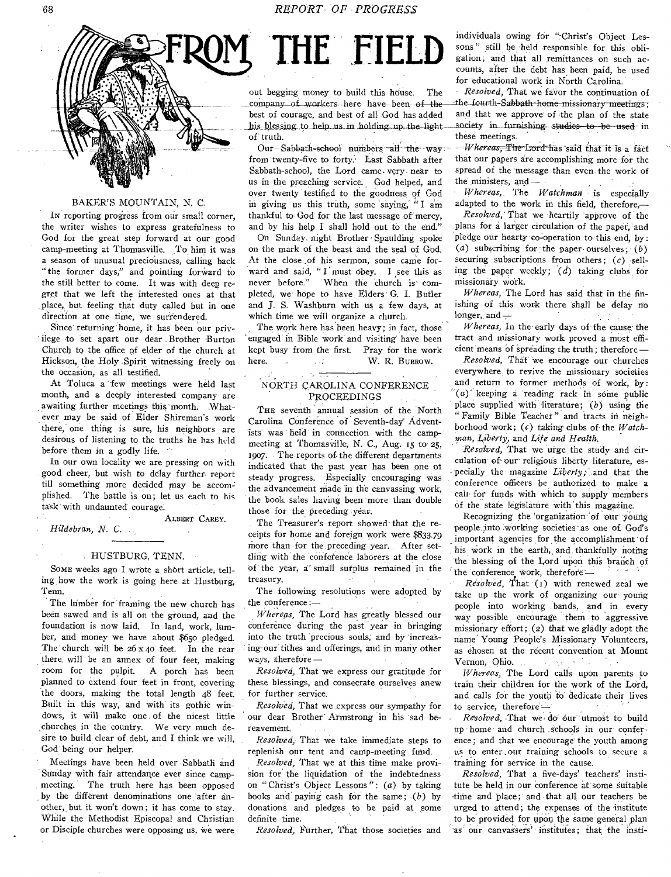# FROM THE FIELD

### BAKER'S MOUNTAIN, N. C.

In reporting progress from our small corner, the writer wishes to express gratefulness to God for the great step forward at our good camp-meeting at Thomasville. To him it was a season of unusual preciousness, calling back "the former days," and pointing forward to the still better to come. It was with deep regret that we left the interested ones at that place, but feeling that duty called but in one direction at one time, we surrendered.

Since returning home, it has been our privilege to set apart our dear Brother Burton Church to the office of elder of the church at Hickson, the Holy Spirit witnessing freely on the occasion, as all testified.

At Toluca a few meetings were held last month, and a deeply interested company are awaiting further meetings this month. Whatever may be said of Elder Shireman's work there, one thing is sure, his neighbors are desirous of listening to the truths he has held before them in a godly life.

In our own locality we are pressing on with good cheer, but wish to delay further report till something more decided may be accomplished. The battle is on; let us each to his task with undaunted courage.

ALBERT CAREY.

*Hildebran, N. C.*

### HUSTBURG, TENN.

Some weeks ago I wrote a short article, telling how the work is going here at Hustburg, Tenn.

The lumber for framing the new church has been sawed and is all on the ground, and the foundation is now laid. In land, work, lumber, and money we have about $650 pledged. The church will be 26 x 40 feet. In the rear there will be an annex of four feet, making room for the pulpit. A porch has been planned to extend four feet in front, covering the doors, making the total length 48 feet. Built in this way, and with its gothic windows, it will make one of the nicest little churches in the country. We very much desire to build clear of debt, and I think we will, God being our helper.

Meetings have been held over Sabbath and Sunday with fair attendance ever since camp-meeting. The truth here has been opposed by the different denominations one after another, but it won't down; it has come to stay. While the Methodist Episcopal and Christian or Disciple churches were opposing us, we were out begging money to build this house. The company of workers here have been of the best of courage, and best of all God has added his blessing to help us in holding up the light of truth.

Our Sabbath-school numbers all the way from twenty-five to forty. Last Sabbath after Sabbath-school, the Lord came very near to us in the preaching service. God helped, and over twenty testified to the goodness of God in giving us this truth, some saying, "I am thankful to God for the last message of mercy, and by his help I shall hold out to the end."

On Sunday night Brother Spaulding spoke on the mark of the beast and the seal of God. At the close of his sermon, some came forward and said, "I must obey. I see this as never before." When the church is completed, we hope to have Elders G. I. Butler and J. S. Washburn with us a few days, at which time we will organize a church.

The work here has been heavy; in fact, those engaged in Bible work and visiting have been kept busy from the first. Pray for the work here.

W. R. BURROW.

### NORTH CAROLINA CONFERENCE PROCEEDINGS

The seventh annual session of the North Carolina Conference of Seventh-day Adventists was held in connection with the camp-meeting at Thomasville, N. C., Aug. 15 to 25, 1907. The reports of the different departments indicated that the past year has been one of steady progress. Especially encouraging was the advancement made in the canvassing work, the book sales having been more than double those for the preceding year.

The Treasurer's report showed that the receipts for home and foreign work were $833.79 more than for the preceding year. After settling with the conference laborers at the close of the year, a small surplus remained in the treasury.

The following resolutions were adopted by the conference:—

*Whereas,* The Lord has greatly blessed our conference during the past year in bringing into the truth precious souls, and by increasing our tithes and offerings, and in many other ways, therefore—

*Resolved,* That we express our gratitude for these blessings, and consecrate ourselves anew for further service.

*Resolved,* That we express our sympathy for our dear Brother Armstrong in his sad bereavement.

*Resolved,* That we take immediate steps to replenish our tent and camp-meeting fund.

*Resolved,* That we at this time make provision for the liquidation of the indebtedness on "Christ's Object Lessons": (*a*) by taking books and paying cash for the same; (*b*) by donations and pledges to be paid at some definite time.

*Resolved,* Further, That those societies and individuals owing for "Christ's Object Lessons" still be held responsible for this obligation; and that all remittances on such accounts, after the debt has been paid, be used for educational work in North Carolina.

*Resolved,* That we favor the continuation of the fourth-Sabbath home missionary meetings; and that we approve of the plan of the state society in furnishing studies to be used in these meetings.

*Whereas,* The Lord has said that it is a fact that our papers are accomplishing more for the spread of the message than even the work of the ministers, and—

*Whereas,* The *Watchman* is especially adapted to the work in this field, therefore,—

*Resolved,* That we heartily approve of the plans for a larger circulation of the paper, and pledge our hearty co-operation to this end, by: (*a*) subscribing for the paper ourselves; (*b*) securing subscriptions from others; (*c*) selling the paper weekly; (*d*) taking clubs for missionary work.

*Whereas,* The Lord has said that in the finishing of this work there shall be delay no longer, and—

*Whereas,* In the early days of the cause the tract and missionary work proved a most efficient means of spreading the truth; therefore—

*Resolved,* That we encourage our churches everywhere to revive the missionary societies and return to former methods of work, by: (*a*) keeping a reading rack in some public place supplied with literature; (*b*) using the "Family Bible Teacher" and tracts in neighborhood work; (*c*) taking clubs of the *Watchman, Liberty,* and *Life and Health.*

*Resolved,* That we urge the study and circulation of our religious liberty literature, especially the magazine *Liberty;* and that the conference officers be authorized to make a call for funds with which to supply members of the state legislature with this magazine.

Recognizing the organization of our young people into working societies as one of God's important agencies for the accomplishment of his work in the earth, and thankfully noting the blessing of the Lord upon this branch of the conference work, therefore—

*Resolved,* That (1) with renewed zeal we take up the work of organizing our young people into working bands, and in every way possible encourage them to aggressive missionary effort; (2) that we gladly adopt the name Young People's Missionary Volunteers, as chosen at the recent convention at Mount Vernon, Ohio.

*Whereas,* The Lord calls upon parents to train their children for the work of the Lord, and calls for the youth to dedicate their lives to service, therefore—

*Resolved,* That we do our utmost to build up home and church schools in our conference; and that we encourage the youth among us to enter our training schools to secure a training for service in the cause.

*Resolved,* That a five-days' teachers' institute be held in our conference at some suitable time and place; and that all our teachers be urged to attend; the expenses of the institute to be provided for upon the same general plan as our canvassers' institutes; that the insti-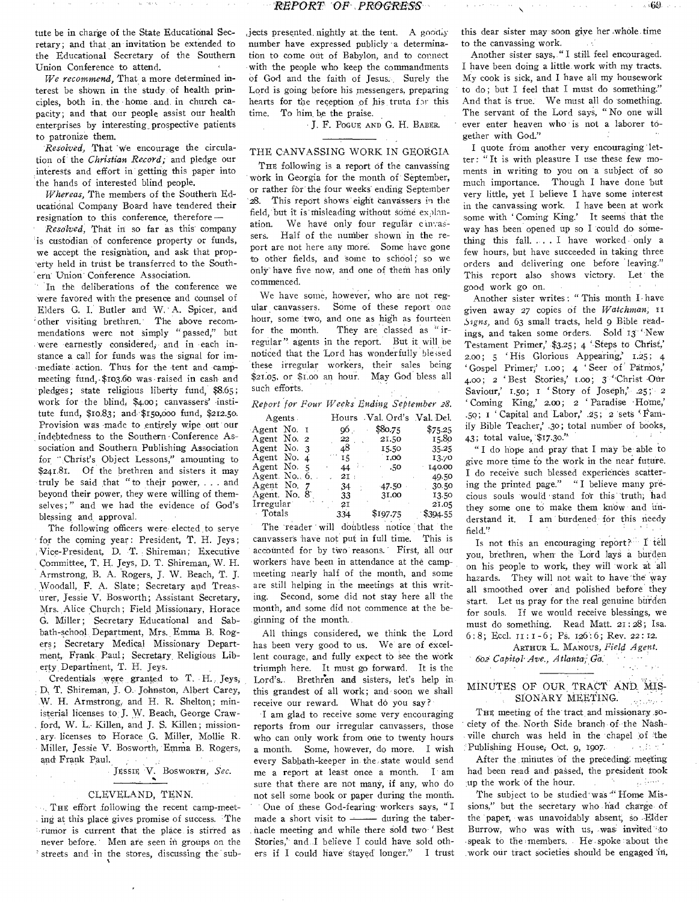tute be in charge of the State Educational Secretary; and that an invitation be extended to the Educational Secretary of the Southern Union Conference to attend.

*We recommend,* That a more determined interest be shown in the study of health principles, both in the home and in church capacity; and that our people assist our health enterprises by interesting prospective patients to patronize them.

*Resolved,* That we encourage the circulation of the *Christian Record;* and pledge our interests and effort in getting this paper into the hands of interested blind people.

*Whereas,* The members of the Southern Educational Company Board have tendered their resignation to this conference, therefore —

*Resolved,* That in so far as this company is custodian of conference property or funds, we accept the resignation, and ask that property held in trust be transferred to the Southern Union Conference Association.

In the deliberations of the conference we were favored with the presence and counsel of Elders G. I. Butler and W. A. Spicer, and other visiting brethren. The above recommendations were not simply "passed," but were earnestly considered, and in each instance a call for funds was the signal for immediate action. Thus for the tent and camp-meeting fund, $103.60 was raised in cash and pledges; state religious liberty fund, $8.65; work for the blind, $4.00; canvassers' institute fund, $10.83; and $150,000 fund, $212.50. Provision was made to entirely wipe out our indebtedness to the Southern Conference Association and Southern Publishing Association for "Christ's Object Lessons," amounting to $241.81. Of the brethren and sisters it may truly be said that "to their power, . . . and beyond their power, they were willing of themselves;" and we had the evidence of God's blessing and approval.

The following officers were elected to serve for the coming year: President, T. H. Jeys; Vice-President, D. T. Shireman; Executive Committee, T. H. Jeys, D. T. Shireman, W. H. Armstrong, B. A. Rogers, J. W. Beach, T. J. Woodall, F. A. Slate; Secretary and Treasurer, Jessie V. Bosworth; Assistant Secretary, Mrs. Alice Church; Field Missionary, Horace G. Miller; Secretary Educational and Sabbath-school Department, Mrs. Emma B. Rogers; Secretary Medical Missionary Department, Frank Paul; Secretary Religious Liberty Department, T. H. Jeys.

Credentials were granted to T. H. Jeys, D. T. Shireman, J. O. Johnston, Albert Carey, W. H. Armstrong, and H. R. Shelton; ministerial licenses to J. W. Beach, George Crawford, W. L. Killen, and J. S. Killen; missionary licenses to Horace G. Miller, Mollie R. Miller, Jessie V. Bosworth, Emma B. Rogers, and Frank Paul.

JESSIE V. BOSWORTH, *Sec.*

## CLEVELAND, TENN.

THE effort following the recent camp-meeting at this place gives promise of success. The rumor is current that the place is stirred as never before. Men are seen in groups on the streets and in the stores, discussing the subjects presented nightly at the tent. A goodly number have expressed publicly a determination to come out of Babylon, and to connect with the people who keep the commandments of God and the faith of Jesus. Surely the Lord is going before his messengers, preparing hearts for the reception of his truth for this time. To him be the praise.

J. F. POGUE AND G. H. BABER.

## THE CANVASSING WORK IN GEORGIA

THE following is a report of the canvassing work in Georgia for the month of September, or rather for the four weeks ending September 28. This report shows eight canvassers in the field, but it is misleading without some explanation. We have only four regular canvassers. Half of the number shown in the report are not here any more. Some have gone to other fields, and some to school; so we only have five now, and one of them has only commenced.

We have some, however, who are not regular canvassers. Some of these report one hour, some two, and one as high as fourteen for the month. They are classed as "irregular" agents in the report. But it will be noticed that the Lord has wonderfully blessed these irregular workers, their sales being $21.05, or $1.00 an hour. May God bless all such efforts.

*Report for Four Weeks Ending September 28.*

| Agents | Hours | Val. Ord's | Val. Del. |
|---|---|---|---|
| Agent No. 1 | 96 | $80.75 | $75.25 |
| Agent No. 2 | 22 | 21.50 | 15.80 |
| Agent No. 3 | 48 | 15.50 | 35.25 |
| Agent No. 4 | 15 | 1.00 | 13.70 |
| Agent No. 5 | 44 | .50 | 140.00 |
| Agent No. 6 | 21 | | 49.50 |
| Agent No. 7 | 34 | 47.50 | 30.50 |
| Agent No. 8 | 33 | 31.00 | 13.50 |
| Irregular | 21 | | 21.05 |
| Totals | 334 | $197.75 | $394.55 |

The reader will doubtless notice that the canvassers have not put in full time. This is accounted for by two reasons. First, all our workers have been in attendance at the camp-meeting nearly half of the month, and some are still helping in the meetings at this writing. Second, some did not stay here all the month, and some did not commence at the beginning of the month.

All things considered, we think the Lord has been very good to us. We are of excellent courage, and fully expect to see the work triumph here. It must go forward. It is the Lord's. Brethren and sisters, let's help in this grandest of all work; and soon we shall receive our reward. What do you say?

I am glad to receive some very encouraging reports from our irregular canvassers, those who can only work from one to twenty hours a month. Some, however, do more. I wish every Sabbath-keeper in the state would send me a report at least once a month. I am sure that there are not many, if any, who do not sell some book or paper during the month.

One of these God-fearing workers says, "I made a short visit to ——— during the tabernacle meeting and while there sold two 'Best Stories,' and I believe I could have sold others if I could have stayed longer." I trust this dear sister may soon give her whole time to the canvassing work.

Another sister says, "I still feel encouraged. I have been doing a little work with my tracts. My cook is sick, and I have all my housework to do; but I feel that I must do something." And that is true. We must all do something. The servant of the Lord says, "No one will ever enter heaven who is not a laborer together with God."

I quote from another very encouraging letter: "It is with pleasure I use these few moments in writing to you on a subject of so much importance. Though I have done but very little, yet I believe I have some interest in the canvassing work. I have been at work some with 'Coming King.' It seems that the way has been opened up so I could do something this fall. . . . I have worked only a few hours, but have succeeded in taking three orders and delivering one before leaving." This report also shows victory. Let the good work go on.

Another sister writes: "This month I have given away 27 copies of the *Watchman,* 11 *Signs,* and 63 small tracts, held 9 Bible readings, and taken some orders. Sold 13 'New Testament Primer,' $3.25; 4 'Steps to Christ,' 2.00; 5 'His Glorious Appearing,' 1.25; 4 'Gospel Primer,' 1.00; 4 'Seer of Patmos,' 4.00; 2 'Best Stories,' 1.00; 3 'Christ Our Saviour,' 1.50; 1 'Story of Joseph,' .25; 2 'Coming King,' 2.00; 2 'Paradise Home,' .50; 1 'Capital and Labor,' .25; 2 sets 'Family Bible Teacher,' .30; total number of books, 43; total value, $17.30."

"I do hope and pray that I may be able to give more time to the work in the near future. I do receive such blessed experiences scattering the printed page." "I believe many precious souls would stand for this truth, had they some one to make them know and understand it. I am burdened for this needy field."

Is not this an encouraging report? I tell you, brethren, when the Lord lays a burden on his people to work, they will work at all hazards. They will not wait to have the way all smoothed over and polished before they start. Let us pray for the real genuine burden for souls. If we would receive blessings, we must do something. Read Matt. 21:28; Isa. 6:8; Eccl. 11:1-6; Ps. 126:6; Rev. 22:12.

ARTHUR L. MANOUS, *Field Agent.*
*602 Capitol Ave., Atlanta, Ga.*

## MINUTES OF OUR TRACT AND MISSIONARY MEETING.

THE meeting of the tract and missionary society of the North Side branch of the Nashville church was held in the chapel of the Publishing House, Oct. 9, 1907.

After the minutes of the preceding meeting had been read and passed, the president took up the work of the hour.

The subject to be studied was "Home Missions," but the secretary who had charge of the paper, was unavoidably absent, so Elder Burrow, who was with us, was invited to speak to the members. He spoke about the work our tract societies should be engaged in,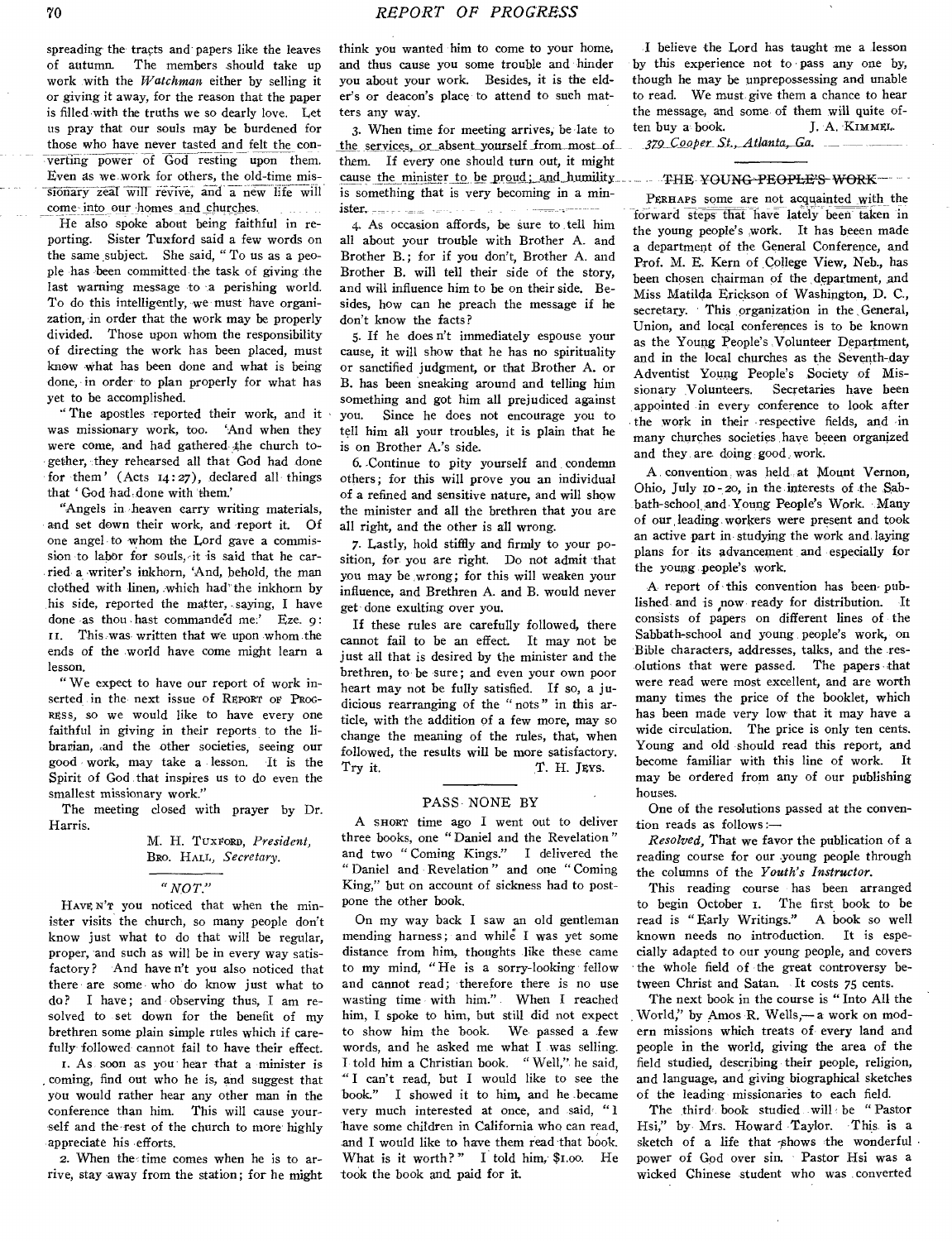spreading the tracts and papers like the leaves of autumn. The members should take up work with the *Watchman* either by selling it or giving it away, for the reason that the paper is filled with the truths we so dearly love. Let us pray that our souls may be burdened for those who have never tasted and felt the converting power of God resting upon them. Even as we work for others, the old-time missionary zeal will revive, and a new life will come into our homes and churches.

He also spoke about being faithful in reporting. Sister Tuxford said a few words on the same subject. She said, "To us as a people has been committed the task of giving the last warning message to a perishing world. To do this intelligently, we must have organization, in order that the work may be properly divided. Those upon whom the responsibility of directing the work has been placed, must know what has been done and what is being done, in order to plan properly for what has yet to be accomplished.

"The apostles reported their work, and it was missionary work, too. 'And when they were come, and had gathered the church together, they rehearsed all that God had done for them' (Acts 14:27), declared all things that 'God had done with them.'

"Angels in heaven carry writing materials, and set down their work, and report it. Of one angel to whom the Lord gave a commission to labor for souls, it is said that he carried a writer's inkhorn, 'And, behold, the man clothed with linen, which had the inkhorn by his side, reported the matter, saying, I have done as thou hast commanded me.' Eze. 9:11. This was written that we upon whom the ends of the world have come might learn a lesson.

"We expect to have our report of work inserted in the next issue of REPORT OF PROGRESS, so we would like to have every one faithful in giving in their reports to the librarian, and the other societies, seeing our good work, may take a lesson. It is the Spirit of God that inspires us to do even the smallest missionary work."

The meeting closed with prayer by Dr. Harris.

M. H. TUXFORD, *President*,
BRO. HALL, *Secretary*.

## "NOT."

HAVEN'T you noticed that when the minister visits the church, so many people don't know just what to do that will be regular, proper, and such as will be in every way satisfactory? And haven't you also noticed that there are some who do know just what to do? I have; and observing thus, I am resolved to set down for the benefit of my brethren some plain simple rules which if carefully followed cannot fail to have their effect.

1. As soon as you hear that a minister is coming, find out who he is, and suggest that you would rather hear any other man in the conference than him. This will cause yourself and the rest of the church to more highly appreciate his efforts.

2. When the time comes when he is to arrive, stay away from the station; for he might think you wanted him to come to your home, and thus cause you some trouble and hinder you about your work. Besides, it is the elder's or deacon's place to attend to such matters any way.

3. When time for meeting arrives, be late to the services, or absent yourself from most of them. If every one should turn out, it might cause the minister to be proud; and humility is something that is very becoming in a minister.

4. As occasion affords, be sure to tell him all about your trouble with Brother A. and Brother B.; for if you don't, Brother A. and Brother B. will tell their side of the story, and will influence him to be on their side. Besides, how can he preach the message if he don't know the facts?

5. If he doesn't immediately espouse your cause, it will show that he has no spirituality or sanctified judgment, or that Brother A. or B. has been sneaking around and telling him something and got him all prejudiced against you. Since he does not encourage you to tell him all your troubles, it is plain that he is on Brother A.'s side.

6. Continue to pity yourself and condemn others; for this will prove you an individual of a refined and sensitive nature, and will show the minister and all the brethren that you are all right, and the other is all wrong.

7. Lastly, hold stiffly and firmly to your position, for you are right. Do not admit that you may be wrong; for this will weaken your influence, and Brethren A. and B. would never get done exulting over you.

If these rules are carefully followed, there cannot fail to be an effect. It may not be just all that is desired by the minister and the brethren, to be sure; and even your own poor heart may not be fully satisfied. If so, a judicious rearranging of the "nots" in this article, with the addition of a few more, may so change the meaning of the rules, that, when followed, the results will be more satisfactory. Try it.

T. H. JEYS.

## PASS NONE BY

A SHORT time ago I went out to deliver three books, one "Daniel and the Revelation" and two "Coming Kings." I delivered the "Daniel and Revelation" and one "Coming King," but on account of sickness had to postpone the other book.

On my way back I saw an old gentleman mending harness; and while I was yet some distance from him, thoughts like these came to my mind, "He is a sorry-looking fellow and cannot read; therefore there is no use wasting time with him." When I reached him, I spoke to him, but still did not expect to show him the book. We passed a few words, and he asked me what I was selling. I told him a Christian book. "Well," he said, "I can't read, but I would like to see the book." I showed it to him, and he became very much interested at once, and said, "I have some children in California who can read, and I would like to have them read that book. What is it worth?" I told him, $1.00. He took the book and paid for it.

I believe the Lord has taught me a lesson by this experience not to pass any one by, though he may be unprepossessing and unable to read. We must give them a chance to hear the message, and some of them will quite often buy a book.

J. A. KIMMEL.
*379 Cooper St., Atlanta, Ga.*

## THE YOUNG PEOPLE'S WORK

PERHAPS some are not acquainted with the forward steps that have lately been taken in the young people's work. It has been made a department of the General Conference, and Prof. M. E. Kern of College View, Neb., has been chosen chairman of the department, and Miss Matilda Erickson of Washington, D. C., secretary. This organization in the General, Union, and local conferences is to be known as the Young People's Volunteer Department, and in the local churches as the Seventh-day Adventist Young People's Society of Missionary Volunteers. Secretaries have been appointed in every conference to look after the work in their respective fields, and in many churches societies have beeen organized and they are doing good work.

A convention was held at Mount Vernon, Ohio, July 10-20, in the interests of the Sabbath-school and Young People's Work. Many of our leading workers were present and took an active part in studying the work and laying plans for its advancement and especially for the young people's work.

A report of this convention has been published and is now ready for distribution. It consists of papers on different lines of the Sabbath-school and young people's work, on Bible characters, addresses, talks, and the resolutions that were passed. The papers that were read were most excellent, and are worth many times the price of the booklet, which has been made very low that it may have a wide circulation. The price is only ten cents. Young and old should read this report, and become familiar with this line of work. It may be ordered from any of our publishing houses.

One of the resolutions passed at the convention reads as follows:—

*Resolved*, That we favor the publication of a reading course for our young people through the columns of the *Youth's Instructor*.

This reading course has been arranged to begin October 1. The first book to be read is "Early Writings." A book so well known needs no introduction. It is especially adapted to our young people, and covers the whole field of the great controversy between Christ and Satan. It costs 75 cents.

The next book in the course is "Into All the World," by Amos R. Wells,—a work on modern missions which treats of every land and people in the world, giving the area of the field studied, describing their people, religion, and language, and giving biographical sketches of the leading missionaries to each field.

The third book studied will be "Pastor Hsi," by Mrs. Howard Taylor. This is a sketch of a life that shows the wonderful power of God over sin. Pastor Hsi was a wicked Chinese student who was converted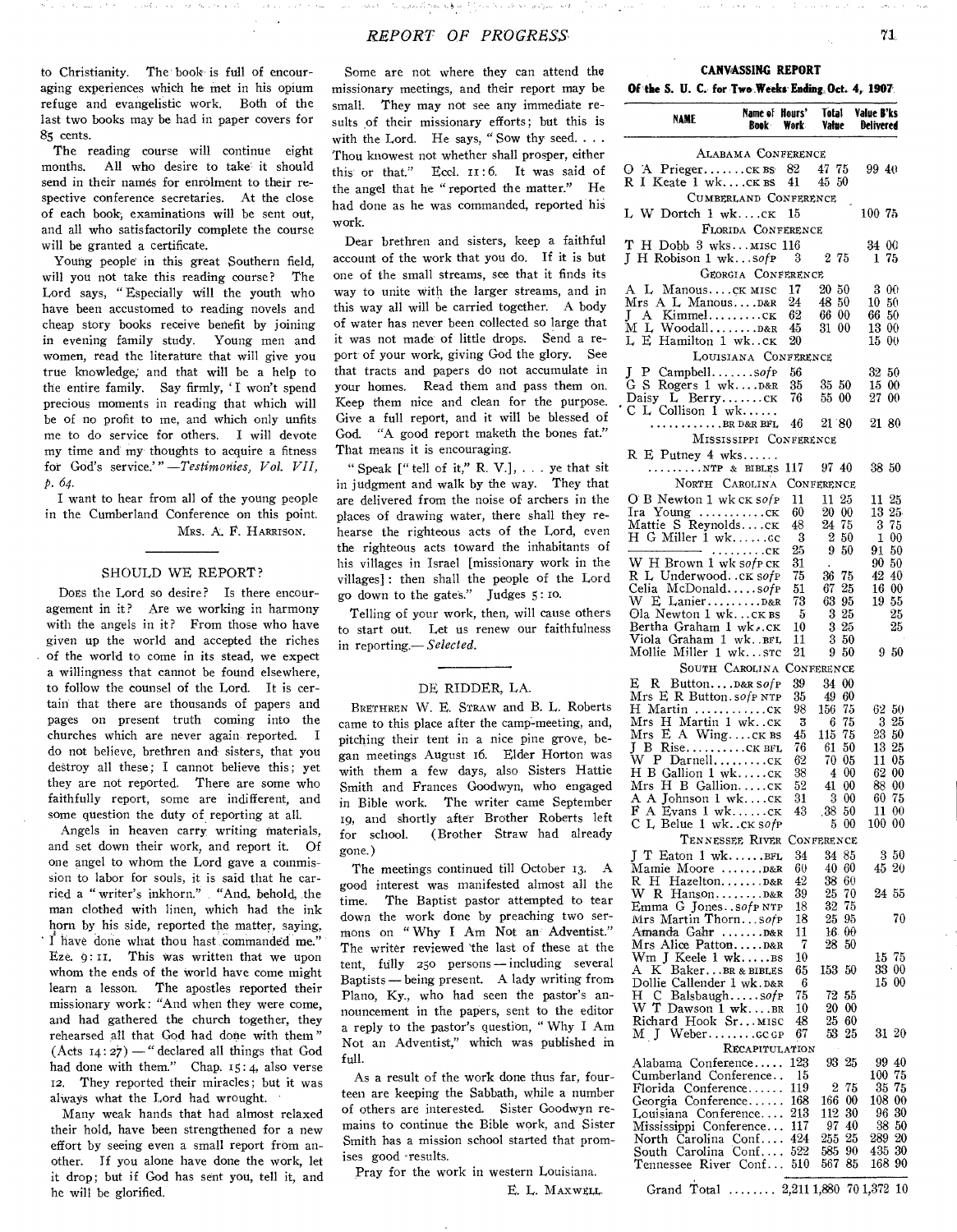to Christianity. The book is full of encouraging experiences which he met in his opium refuge and evangelistic work. Both of the last two books may be had in paper covers for 85 cents.

The reading course will continue eight months. All who desire to take it should send in their names for enrolment to their respective conference secretaries. At the close of each book, examinations will be sent out, and all who satisfactorily complete the course will be granted a certificate.

Young people in this great Southern field, will you not take this reading course? The Lord says, "Especially will the youth who have been accustomed to reading novels and cheap story books receive benefit by joining in evening family study. Young men and women, read the literature that will give you true knowledge, and that will be a help to the entire family. Say firmly, 'I won't spend precious moments in reading that which will be of no profit to me, and which only unfits me to do service for others. I will devote my time and my thoughts to acquire a fitness for God's service.'" —*Testimonies, Vol. VII, p. 64.*

I want to hear from all of the young people in the Cumberland Conference on this point.

MRS. A. F. HARRISON.

## SHOULD WE REPORT?

DOES the Lord so desire? Is there encouragement in it? Are we working in harmony with the angels in it? From those who have given up the world and accepted the riches of the world to come in its stead, we expect a willingness that cannot be found elsewhere, to follow the counsel of the Lord. It is certain that there are thousands of papers and pages on present truth coming into the churches which are never again reported. I do not believe, brethren and sisters, that you destroy all these; I cannot believe this; yet they are not reported. There are some who faithfully report, some are indifferent, and some question the duty of reporting at all.

Angels in heaven carry writing materials, and set down their work, and report it. Of one angel to whom the Lord gave a commission to labor for souls, it is said that he carried a "writer's inkhorn." "And, behold, the man clothed with linen, which had the ink horn by his side, reported the matter, saying, I have done what thou hast commanded me." Eze. 9:11. This was written that we upon whom the ends of the world have come might learn a lesson. The apostles reported their missionary work: "And when they were come, and had gathered the church together, they rehearsed all that God had done with them" (Acts 14:27) — "declared all things that God had done with them." Chap. 15:4, also verse 12. They reported their miracles; but it was always what the Lord had wrought.

Many weak hands that had almost relaxed their hold, have been strengthened for a new effort by seeing even a small report from another. If you alone have done the work, let it drop; but if God has sent you, tell it, and he will be glorified.

Some are not where they can attend the missionary meetings, and their report may be small. They may not see any immediate results of their missionary efforts; but this is with the Lord. He says, "Sow thy seed. . . . Thou knowest not whether shall prosper, either this or that." Eccl. 11:6. It was said of the angel that he "reported the matter." He had done as he was commanded, reported his work.

Dear brethren and sisters, keep a faithful account of the work that you do. If it is but one of the small streams, see that it finds its way to unite with the larger streams, and in this way all will be carried together. A body of water has never been collected so large that it was not made of little drops. Send a report of your work, giving God the glory. See that tracts and papers do not accumulate in your homes. Read them and pass them on. Keep them nice and clean for the purpose. Give a full report, and it will be blessed of God. "A good report maketh the bones fat." That means it is encouraging.

"Speak [" tell of it," R. V.], . . . ye that sit in judgment and walk by the way. They that are delivered from the noise of archers in the places of drawing water, there shall they rehearse the righteous acts of the Lord, even the righteous acts toward the inhabitants of his villages in Israel [missionary work in the villages]: then shall the people of the Lord go down to the gates." Judges 5:10.

Telling of your work, then, will cause others to start out. Let us renew our faithfulness in reporting.—*Selected.*

## DE RIDDER, LA.

BRETHREN W. E. STRAW and B. L. Roberts came to this place after the camp-meeting, and, pitching their tent in a nice pine grove, began meetings August 16. Elder Horton was with them a few days, also Sisters Hattie Smith and Frances Goodwyn, who engaged in Bible work. The writer came September 19, and shortly after Brother Roberts left for school. (Brother Straw had already gone.)

The meetings continued till October 13. A good interest was manifested almost all the time. The Baptist pastor attempted to tear down the work done by preaching two sermons on "Why I Am Not an Adventist." The writer reviewed the last of these at the tent, fully 250 persons — including several Baptists — being present. A lady writing from Plano, Ky., who had seen the pastor's announcement in the papers, sent to the editor a reply to the pastor's question, "Why I Am Not an Adventist," which was published in full.

As a result of the work done thus far, fourteen are keeping the Sabbath, while a number of others are interested. Sister Goodwyn remains to continue the Bible work, and Sister Smith has a mission school started that promises good results.

Pray for the work in western Louisiana.

E. L. MAXWELL.

## CANVASSING REPORT

**Of the S. U. C. for Two Weeks Ending Oct. 4, 1907**

| NAME | Name of Book | Hours' Work | Total Value | Value B'ks Delivered |
|---|---|---|---|---|
| **ALABAMA CONFERENCE** | | | | |
| O A Prieger | CK BS | 82 | 47 75 | 99 40 |
| R I Keate 1 wk | CK BS | 41 | 45 50 | |
| **CUMBERLAND CONFERENCE** | | | | |
| L W Dortch 1 wk | CK | 15 | | 100 75 |
| **FLORIDA CONFERENCE** | | | | |
| T H Dobb 3 wks | MISC | 116 | | 34 00 |
| J H Robison 1 wk | SofP | 3 | 2 75 | 1 75 |
| **GEORGIA CONFERENCE** | | | | |
| A L Manous | CK MISC | 17 | 20 50 | 3 00 |
| Mrs A L Manous | D&R | 24 | 48 50 | 10 50 |
| J A Kimmel | CK | 62 | 66 00 | 66 50 |
| M L Woodall | D&R | 45 | 31 00 | 13 00 |
| L E Hamilton 1 wk | CK | 20 | | 15 00 |
| **LOUISIANA CONFERENCE** | | | | |
| J P Campbell | SofP | 56 | | 32 50 |
| G S Rogers 1 wk | D&R | 35 | 35 50 | 15 00 |
| Daisy L Berry | CK | 76 | 55 00 | 27 00 |
| C L Collison 1 wk | BR D&R BFL | 46 | 21 80 | 21 80 |
| **MISSISSIPPI CONFERENCE** | | | | |
| R E Putney 4 wks | NTP & BIBLES | 117 | 97 40 | 38 50 |
| **NORTH CAROLINA CONFERENCE** | | | | |
| O B Newton 1 wk | CK SofP | 11 | 11 25 | 11 25 |
| Ira Young | CK | 60 | 20 00 | 13 25 |
| Mattie S Reynolds | CK | 48 | 24 75 | 3 75 |
| H G Miller 1 wk | GC | 3 | 2 50 | 1 00 |
| ———— | CK | 25 | 9 50 | 91 50 |
| W H Brown 1 wk | SofP CK | 31 | | 90 50 |
| R L Underwood | CK SofP | 75 | 36 75 | 42 40 |
| Celia McDonald | SofP | 51 | 67 25 | 16 00 |
| W E Lanier | D&R | 73 | 63 95 | 19 55 |
| Ola Newton 1 wk | CK BS | 5 | 3 25 | 25 |
| Bertha Graham 1 wk | CK | 10 | 3 25 | 25 |
| Viola Graham 1 wk | BFL | 11 | 3 50 | |
| Mollie Miller 1 wk | STC | 21 | 9 50 | 9 50 |
| **SOUTH CAROLINA CONFERENCE** | | | | |
| E R Button | D&R SofP | 39 | 34 00 | |
| Mrs E R Button | SofP NTP | 35 | 49 60 | |
| H Martin | CK | 98 | 156 75 | 62 50 |
| Mrs H Martin 1 wk | CK | 3 | 6 75 | 3 25 |
| Mrs E A Wing | CK BS | 45 | 115 75 | 23 50 |
| J B Rise | CK BFL | 76 | 61 50 | 13 25 |
| W P Darnell | CK | 62 | 70 05 | 11 05 |
| H B Gallion 1 wk | CK | 38 | 4 00 | 62 00 |
| Mrs H B Gallion | CK | 52 | 41 00 | 88 00 |
| A A Johnson 1 wk | CK | 31 | 3 00 | 60 75 |
| F A Evans 1 wk | CK | 43 | 38 50 | 11 00 |
| C L Belue 1 wk | CK SofP | | 5 00 | 100 00 |
| **TENNESSEE RIVER CONFERENCE** | | | | |
| J T Eaton 1 wk | BFL | 34 | 34 85 | 3 50 |
| Mamie Moore | D&R | 60 | 40 60 | 45 20 |
| R H Hazelton | D&R | 42 | 38 60 | |
| W R Hanson | D&R | 39 | 25 70 | 24 55 |
| Emma G Jones | SofP NTP | 18 | 32 75 | |
| Mrs Martin Thorn | SofP | 18 | 25 95 | 70 |
| Amanda Gahr | D&R | 11 | 16 00 | |
| Mrs Alice Patton | D&R | 7 | 28 50 | |
| Wm J Keele 1 wk | BS | 10 | | 15 75 |
| A K Baker | BR & BIBLES | 65 | 153 50 | 33 00 |
| Dollie Callender 1 wk | D&R | 6 | | 15 00 |
| H C Balsbaugh | SofP | 75 | 72 55 | |
| W T Dawson 1 wk | BR | 10 | 20 00 | |
| Richard Hook Sr | MISC | 48 | 25 60 | |
| M J Weber | GC GP | 67 | 53 25 | 31 20 |
| **RECAPITULATION** | | | | |
| Alabama Conference | | 123 | 93 25 | 99 40 |
| Cumberland Conference | | 15 | | 100 75 |
| Florida Conference | | 119 | 2 75 | 35 75 |
| Georgia Conference | | 168 | 166 00 | 108 00 |
| Louisiana Conference | | 213 | 112 30 | 96 30 |
| Mississippi Conference | | 117 | 97 40 | 38 50 |
| North Carolina Conf. | | 424 | 255 25 | 289 20 |
| South Carolina Conf. | | 522 | 585 90 | 435 30 |
| Tennessee River Conf. | | 510 | 567 85 | 168 90 |
| Grand Total | | 2,211 | 1,880 70 | 1,372 10 |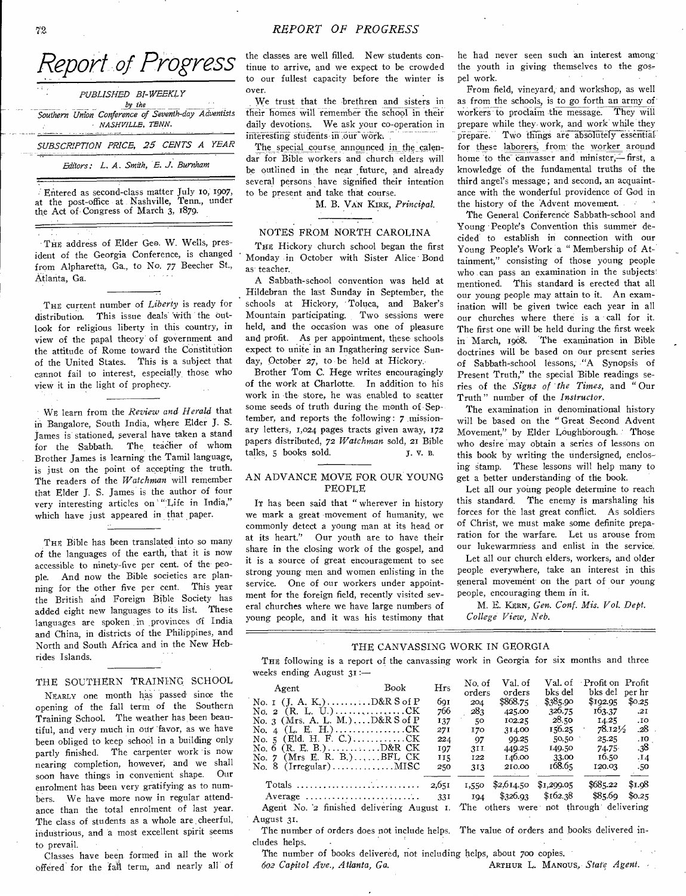# Report of Progress

*PUBLISHED BI-WEEKLY*
*by the*
*Southern Union Conference of Seventh-day Adventists*
*NASHVILLE, TENN.*

*SUBSCRIPTION PRICE, 25 CENTS A YEAR*

*Editors: L. A. Smith, E. J. Burnham*

Entered as second-class matter July 10, 1907, at the post-office at Nashville, Tenn., under the Act of Congress of March 3, 1879.

THE address of Elder Geo. W. Wells, president of the Georgia Conference, is changed from Alpharetta, Ga., to No. 77 Beecher St., Atlanta, Ga.

THE current number of *Liberty* is ready for distribution. This issue deals with the outlook for religious liberty in this country, in view of the papal theory of government and the attitude of Rome toward the Constitution of the United States. This is a subject that cannot fail to interest, especially those who view it in the light of prophecy.

WE learn from the *Review and Herald* that in Bangalore, South India, where Elder J. S. James is stationed, several have taken a stand for the Sabbath. The teacher of whom Brother James is learning the Tamil language, is just on the point of accepting the truth. The readers of the *Watchman* will remember that Elder J. S. James is the author of four very interesting articles on "Life in India," which have just appeared in that paper.

THE Bible has been translated into so many of the languages of the earth, that it is now accessible to ninety-five per cent. of the people. And now the Bible societies are planning for the other five per cent. This year the British and Foreign Bible Society has added eight new languages to its list. These languages are spoken in provinces of India and China, in districts of the Philippines, and North and South Africa and in the New Hebrides Islands.

## THE SOUTHERN TRAINING SCHOOL

NEARLY one month has passed since the opening of the fall term of the Southern Training School. The weather has been beautiful, and very much in our favor, as we have been obliged to keep school in a building only partly finished. The carpenter work is now nearing completion, however, and we shall soon have things in convenient shape. Our enrolment has been very gratifying as to numbers. We have more now in regular attendance than the total enrolment of last year. The class of students as a whole are cheerful, industrious, and a most excellent spirit seems to prevail.

Classes have been formed in all the work offered for the fall term, and nearly all of the classes are well filled. New students continue to arrive, and we expect to be crowded to our fullest capacity before the winter is over.

We trust that the brethren and sisters in their homes will remember the school in their daily devotions. We ask your co-operation in interesting students in our work.

The special course announced in the calendar for Bible workers and church elders will be outlined in the near future, and already several persons have signified their intention to be present and take that course.

M. B. VAN KIRK, *Principal.*

## NOTES FROM NORTH CAROLINA

THE Hickory church school began the first Monday in October with Sister Alice Bond as teacher.

A Sabbath-school convention was held at Hildebran the last Sunday in September, the schools at Hickory, Toluca, and Baker's Mountain participating. Two sessions were held, and the occasion was one of pleasure and profit. As per appointment, these schools expect to unite in an Ingathering service Sunday, October 27, to be held at Hickory.

Brother Tom C. Hege writes encouragingly of the work at Charlotte. In addition to his work in the store, he was enabled to scatter some seeds of truth during the month of September, and reports the following: 7 missionary letters, 1,024 pages tracts given away, 172 papers distributed, 72 *Watchman* sold, 21 Bible talks, 5 books sold.

J. V. B.

## AN ADVANCE MOVE FOR OUR YOUNG PEOPLE

IT has been said that "wherever in history we mark a great movement of humanity, we commonly detect a young man at its head or at its heart." Our youth are to have their share in the closing work of the gospel, and it is a source of great encouragement to see strong young men and women enlisting in the service. One of our workers under appointment for the foreign field, recently visited several churches where we have large numbers of young people, and it was his testimony that he had never seen such an interest among the youth in giving themselves to the gospel work.

From field, vineyard, and workshop, as well as from the schools, is to go forth an army of workers to proclaim the message. They will prepare while they work, and work while they prepare. Two things are absolutely essential for these laborers, from the worker around home to the canvasser and minister,—first, a knowledge of the fundamental truths of the third angel's message; and second, an acquaintance with the wonderful providence of God in the history of the Advent movement.

The General Conference Sabbath-school and Young People's Convention this summer decided to establish in connection with our Young People's Work a "Membership of Attainment," consisting of those young people who can pass an examination in the subjects mentioned. This standard is erected that all our young people may attain to it. An examination will be given twice each year in all our churches where there is a call for it. The first one will be held during the first week in March, 1908. The examination in Bible doctrines will be based on our present series of Sabbath-school lessons, "A Synopsis of Present Truth," the special Bible readings series of the *Signs of the Times*, and "Our Truth" number of the *Instructor*.

The examination in denominational history will be based on the "Great Second Advent Movement," by Elder Loughborough. Those who desire may obtain a series of lessons on this book by writing the undersigned, enclosing stamp. These lessons will help many to get a better understanding of the book.

Let all our young people determine to reach this standard. The enemy is marshaling his forces for the last great conflict. As soldiers of Christ, we must make some definite preparation for the warfare. Let us arouse from our lukewarmness and enlist in the service.

Let all our church elders, workers, and older people everywhere, take an interest in this general movement on the part of our young people, encouraging them in it.

M. E. KERN, *Gen. Conf. Mis. Vol. Dept.*
*College View, Neb.*

## THE CANVASSING WORK IN GEORGIA

THE following is a report of the canvassing work in Georgia for six months and three weeks ending August 31:—

| Agent | Book | Hrs | No. of orders | Val. of orders | Val. of bks del | Profit on bks del | Profit per hr |
|---|---|---|---|---|---|---|---|
| No. 1 (J. A. K.) | D&R S of P | 691 | 204 | $868.75 | $385.90 | $192.95 | $0.25 |
| No. 2 (R. L. U.) | CK | 766 | 283 | 425.00 | 326.75 | 163.37 | .21 |
| No. 3 (Mrs. A. L. M.) | D&R S of P | 137 | 50 | 102.25 | 28.50 | 14.25 | .10 |
| No. 4 (L. E. H.) | CK | 271 | 170 | 314.00 | 156.25 | 78.12½ | .28 |
| No. 5 (Eld. H. F. C.) | CK | 224 | 97 | 99.25 | 50.50 | 25.25 | .10 |
| No. 6 (R. E. B.) | D&R CK | 197 | 311 | 449.25 | 149.50 | 74.75 | .38 |
| No. 7 (Mrs E. R. B.) | BFL CK | 115 | 122 | 146.00 | 33.00 | 16.50 | .14 |
| No. 8 (Irregular) | MISC | 250 | 313 | 210.00 | 168.65 | 120.03 | .50 |
| Totals | | 2,651 | 1,550 | $2,614.50 | $1,299.05 | $685.22 | $1.98 |
| Average | | 331 | 194 | $326.93 | $162.38 | $85.69 | $0.25 |

Agent No. 2 finished delivering August 1. The others were not through delivering August 31.

The number of orders does not include helps. The value of orders and books delivered includes helps.

The number of books delivered, not including helps, about 700 copies.

*602 Capitol Ave., Atlanta, Ga.* ARTHUR L. MANOUS, *State Agent.*